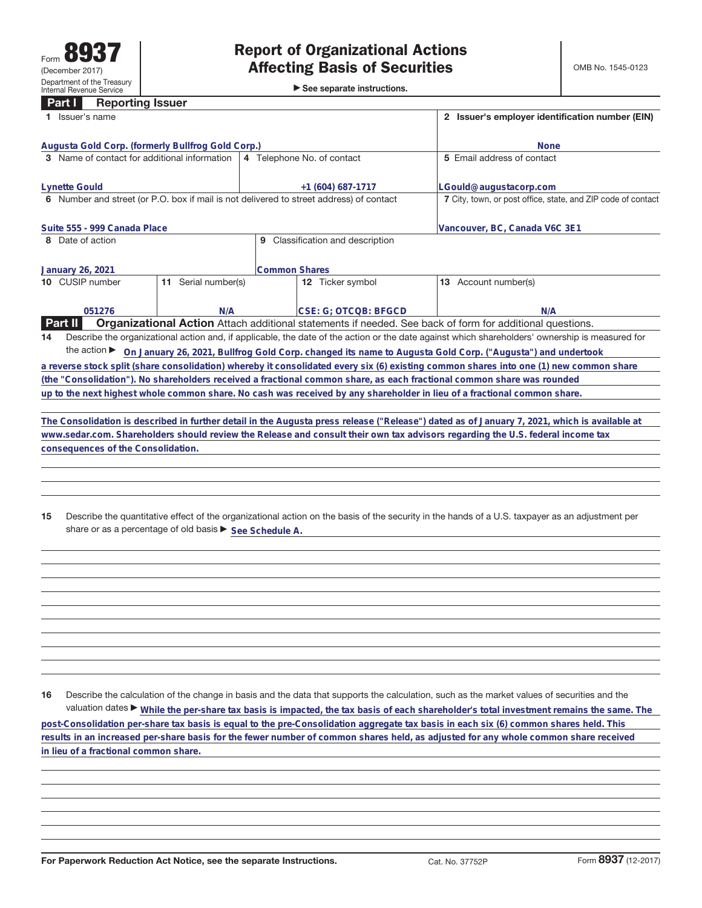Form **8937**
(December 2017)
Department of the Treasury
Internal Revenue Service

# Report of Organizational Actions Affecting Basis of Securities

▶ See separate instructions.

OMB No. 1545-0123

## Part I Reporting Issuer

| Field | Value |
|---|---|
| 1 Issuer's name | Augusta Gold Corp. (formerly Bullfrog Gold Corp.) |
| 2 Issuer's employer identification number (EIN) | None |
| 3 Name of contact for additional information | Lynette Gould |
| 4 Telephone No. of contact | +1 (604) 687-1717 |
| 5 Email address of contact | LGould@augustacorp.com |
| 6 Number and street (or P.O. box if mail is not delivered to street address) of contact | Suite 555 - 999 Canada Place |
| 7 City, town, or post office, state, and ZIP code of contact | Vancouver, BC, Canada V6C 3E1 |
| 8 Date of action | January 26, 2021 |
| 9 Classification and description | Common Shares |
| 10 CUSIP number | 051276 |
| 11 Serial number(s) | N/A |
| 12 Ticker symbol | CSE: G; OTCQB: BFGCD |
| 13 Account number(s) | N/A |

## Part II Organizational Action

Attach additional statements if needed. See back of form for additional questions.

**14** Describe the organizational action and, if applicable, the date of the action or the date against which shareholders' ownership is measured for the action ▶ On January 26, 2021, Bullfrog Gold Corp. changed its name to Augusta Gold Corp. ("Augusta") and undertook a reverse stock split (share consolidation) whereby it consolidated every six (6) existing common shares into one (1) new common share (the "Consolidation"). No shareholders received a fractional common share, as each fractional common share was rounded up to the next highest whole common share. No cash was received by any shareholder in lieu of a fractional common share.

The Consolidation is described in further detail in the Augusta press release ("Release") dated as of January 7, 2021, which is available at www.sedar.com. Shareholders should review the Release and consult their own tax advisors regarding the U.S. federal income tax consequences of the Consolidation.

**15** Describe the quantitative effect of the organizational action on the basis of the security in the hands of a U.S. taxpayer as an adjustment per share or as a percentage of old basis ▶ See Schedule A.

**16** Describe the calculation of the change in basis and the data that supports the calculation, such as the market values of securities and the valuation dates ▶ While the per-share tax basis is impacted, the tax basis of each shareholder's total investment remains the same. The post-Consolidation per-share tax basis is equal to the pre-Consolidation aggregate tax basis in each six (6) common shares held. This results in an increased per-share basis for the fewer number of common shares held, as adjusted for any whole common share received in lieu of a fractional common share.

For Paperwork Reduction Act Notice, see the separate Instructions. Cat. No. 37752P Form **8937** (12-2017)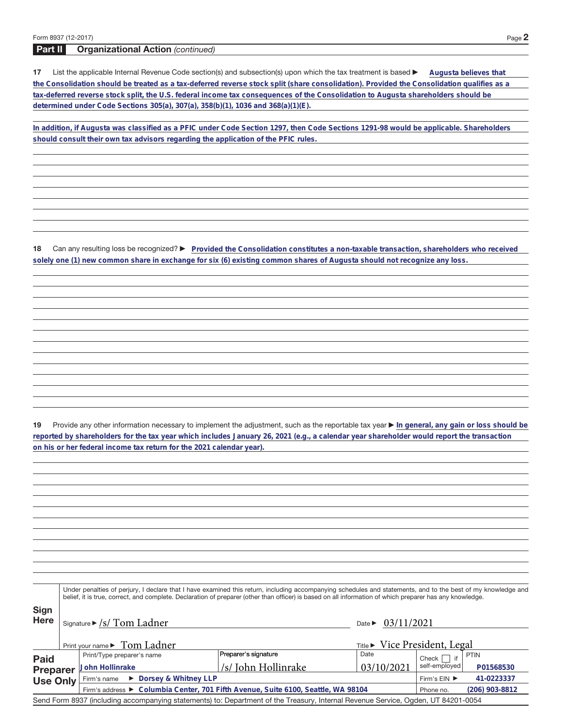Form 8937 (12-2017)

## Part II Organizational Action *(continued)*

**17** List the applicable Internal Revenue Code section(s) and subsection(s) upon which the tax treatment is based ► **Augusta believes that the Consolidation should be treated as a tax-deferred reverse stock split (share consolidation). Provided the Consolidation qualifies as a tax-deferred reverse stock split, the U.S. federal income tax consequences of the Consolidation to Augusta shareholders should be determined under Code Sections 305(a), 307(a), 358(b)(1), 1036 and 368(a)(1)(E).**

**In addition, if Augusta was classified as a PFIC under Code Section 1297, then Code Sections 1291-98 would be applicable. Shareholders should consult their own tax advisors regarding the application of the PFIC rules.**

**18** Can any resulting loss be recognized? ► **Provided the Consolidation constitutes a non-taxable transaction, shareholders who received solely one (1) new common share in exchange for six (6) existing common shares of Augusta should not recognize any loss.**

**19** Provide any other information necessary to implement the adjustment, such as the reportable tax year ► **In general, any gain or loss should be reported by shareholders for the tax year which includes January 26, 2021 (e.g., a calendar year shareholder would report the transaction on his or her federal income tax return for the 2021 calendar year).**

**Sign Here**

Under penalties of perjury, I declare that I have examined this return, including accompanying schedules and statements, and to the best of my knowledge and belief, it is true, correct, and complete. Declaration of preparer (other than officer) is based on all information of which preparer has any knowledge.

Signature ► /s/ Tom Ladner    Date ► 03/11/2021

Print your name ► Tom Ladner    Title ► Vice President, Legal

**Paid Preparer Use Only**

| Print/Type preparer's name | Preparer's signature | Date | Check ☐ if self-employed | PTIN |
|---|---|---|---|---|
| John Hollinrake | /s/ John Hollinrake | 03/10/2021 | | P01568530 |
| Firm's name ► Dorsey & Whitney LLP | | | Firm's EIN ► | 41-0223337 |
| Firm's address ► Columbia Center, 701 Fifth Avenue, Suite 6100, Seattle, WA 98104 | | | Phone no. | (206) 903-8812 |

Send Form 8937 (including accompanying statements) to: Department of the Treasury, Internal Revenue Service, Ogden, UT 84201-0054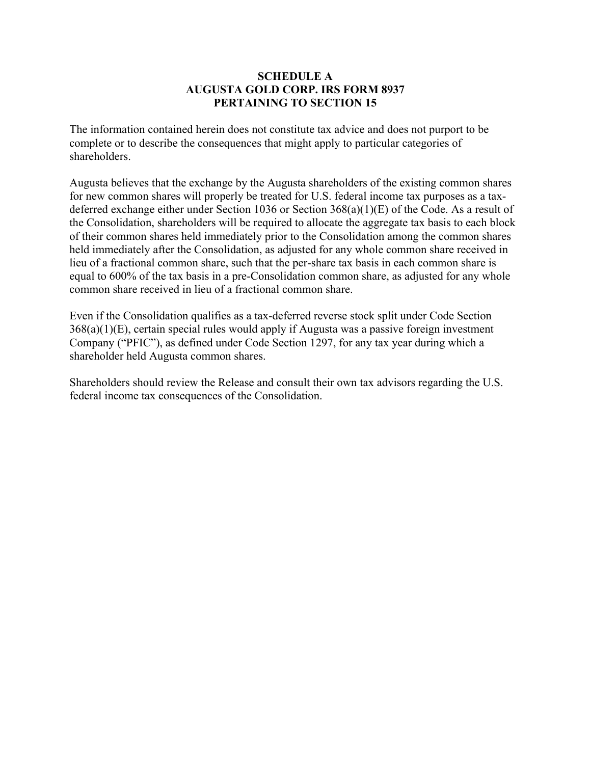**SCHEDULE A**
**AUGUSTA GOLD CORP. IRS FORM 8937**
**PERTAINING TO SECTION 15**

The information contained herein does not constitute tax advice and does not purport to be complete or to describe the consequences that might apply to particular categories of shareholders.

Augusta believes that the exchange by the Augusta shareholders of the existing common shares for new common shares will properly be treated for U.S. federal income tax purposes as a tax-deferred exchange either under Section 1036 or Section 368(a)(1)(E) of the Code. As a result of the Consolidation, shareholders will be required to allocate the aggregate tax basis to each block of their common shares held immediately prior to the Consolidation among the common shares held immediately after the Consolidation, as adjusted for any whole common share received in lieu of a fractional common share, such that the per-share tax basis in each common share is equal to 600% of the tax basis in a pre-Consolidation common share, as adjusted for any whole common share received in lieu of a fractional common share.

Even if the Consolidation qualifies as a tax-deferred reverse stock split under Code Section 368(a)(1)(E), certain special rules would apply if Augusta was a passive foreign investment Company ("PFIC"), as defined under Code Section 1297, for any tax year during which a shareholder held Augusta common shares.

Shareholders should review the Release and consult their own tax advisors regarding the U.S. federal income tax consequences of the Consolidation.